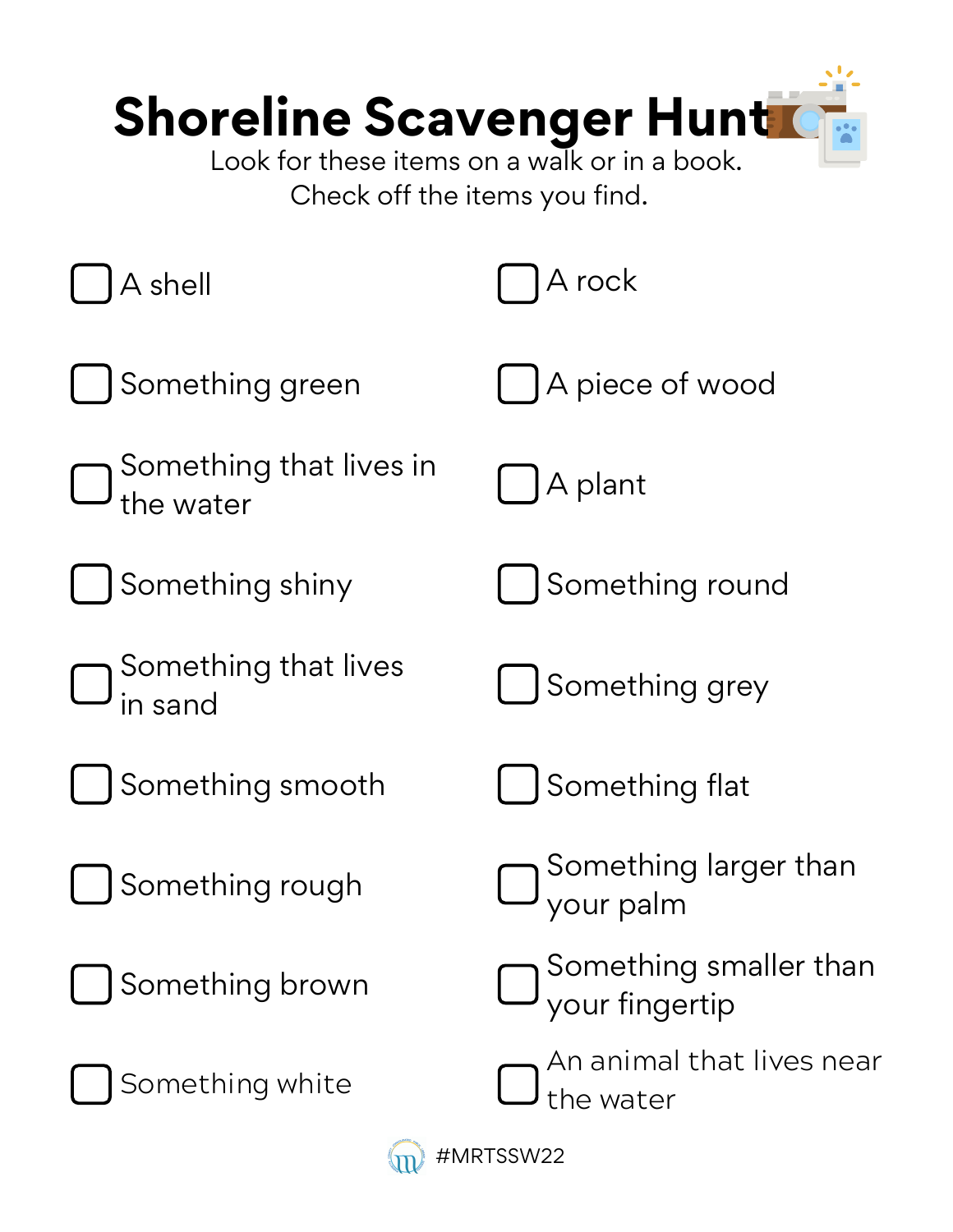# Shoreline Scavenger Hunt

Look for these items on a walk or in a book.
Check off the items you find.

- [ ] A shell
- [ ] Something green
- [ ] Something that lives in the water
- [ ] Something shiny
- [ ] Something that lives in sand
- [ ] Something smooth
- [ ] Something rough
- [ ] Something brown
- [ ] Something white
- [ ] A rock
- [ ] A piece of wood
- [ ] A plant
- [ ] Something round
- [ ] Something grey
- [ ] Something flat
- [ ] Something larger than your palm
- [ ] Something smaller than your fingertip
- [ ] An animal that lives near the water

#MRTSSW22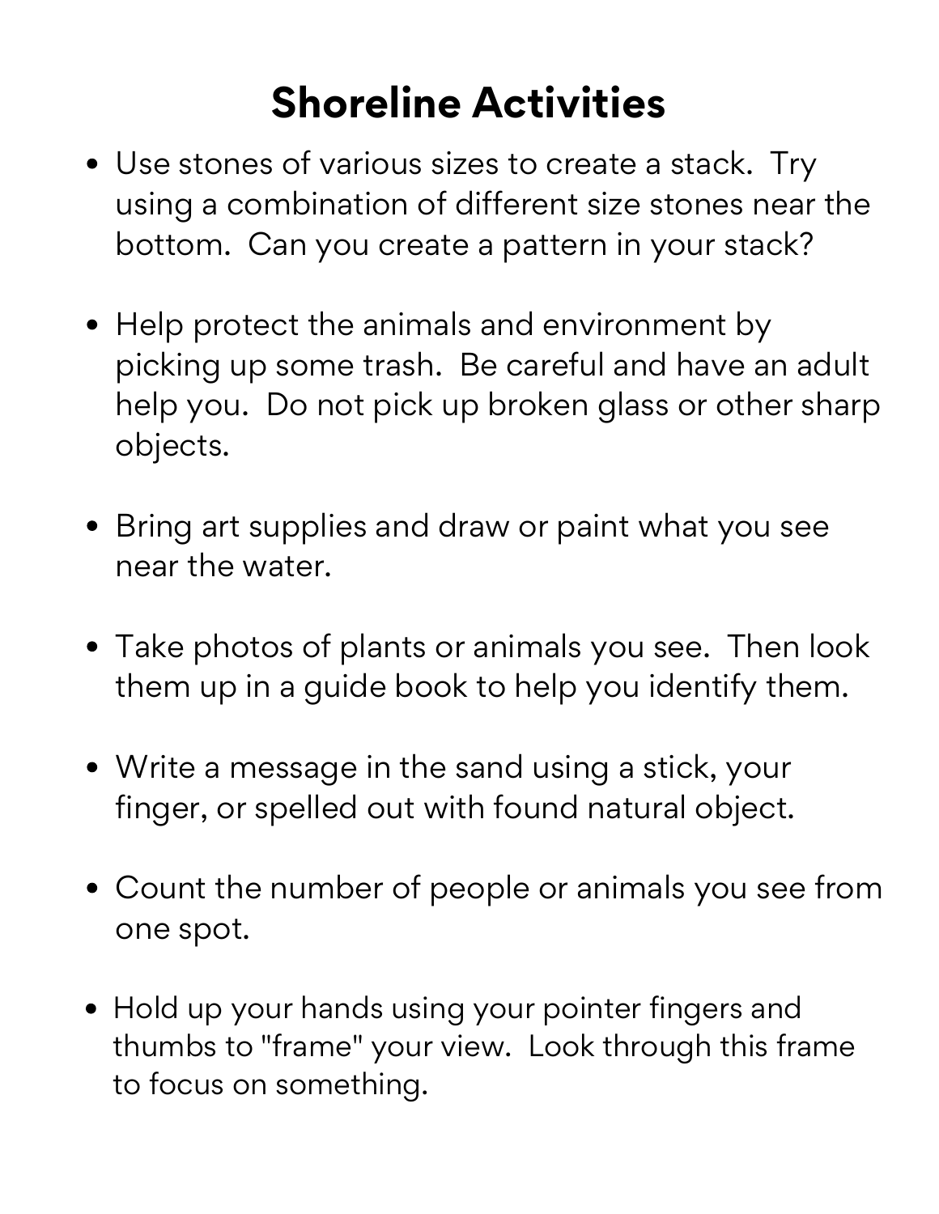# Shoreline Activities

- Use stones of various sizes to create a stack.  Try using a combination of different size stones near the bottom.  Can you create a pattern in your stack?
- Help protect the animals and environment by picking up some trash.  Be careful and have an adult help you.  Do not pick up broken glass or other sharp objects.
- Bring art supplies and draw or paint what you see near the water.
- Take photos of plants or animals you see.  Then look them up in a guide book to help you identify them.
- Write a message in the sand using a stick, your finger, or spelled out with found natural object.
- Count the number of people or animals you see from one spot.
- Hold up your hands using your pointer fingers and thumbs to "frame" your view.  Look through this frame to focus on something.